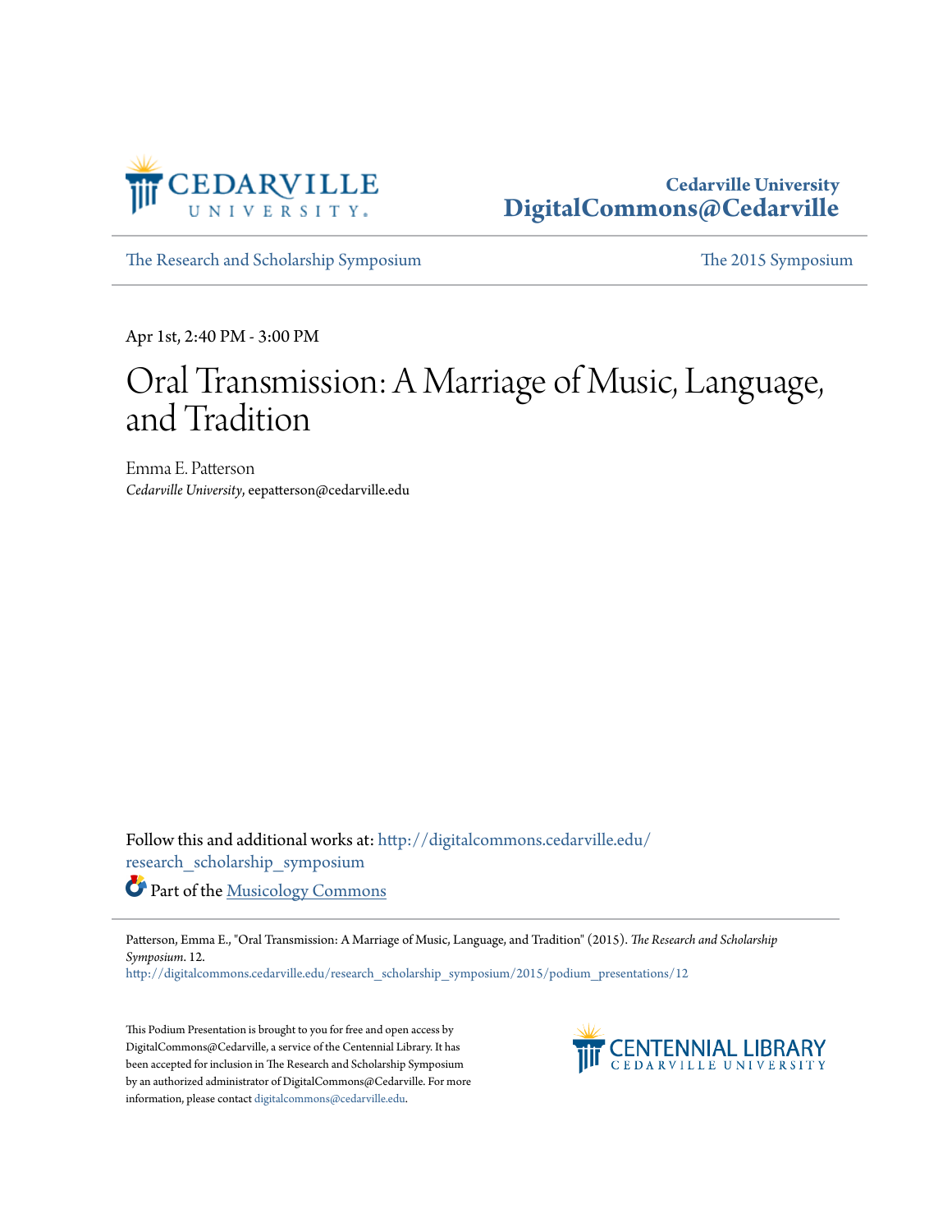Cedarville University
DigitalCommons@Cedarville

The Research and Scholarship Symposium | The 2015 Symposium

Apr 1st, 2:40 PM - 3:00 PM

# Oral Transmission: A Marriage of Music, Language, and Tradition

Emma E. Patterson
*Cedarville University*, eepatterson@cedarville.edu

Follow this and additional works at: http://digitalcommons.cedarville.edu/research_scholarship_symposium

Part of the Musicology Commons

Patterson, Emma E., "Oral Transmission: A Marriage of Music, Language, and Tradition" (2015). *The Research and Scholarship Symposium*. 12.
http://digitalcommons.cedarville.edu/research_scholarship_symposium/2015/podium_presentations/12

This Podium Presentation is brought to you for free and open access by DigitalCommons@Cedarville, a service of the Centennial Library. It has been accepted for inclusion in The Research and Scholarship Symposium by an authorized administrator of DigitalCommons@Cedarville. For more information, please contact digitalcommons@cedarville.edu.

CENTENNIAL LIBRARY
CEDARVILLE UNIVERSITY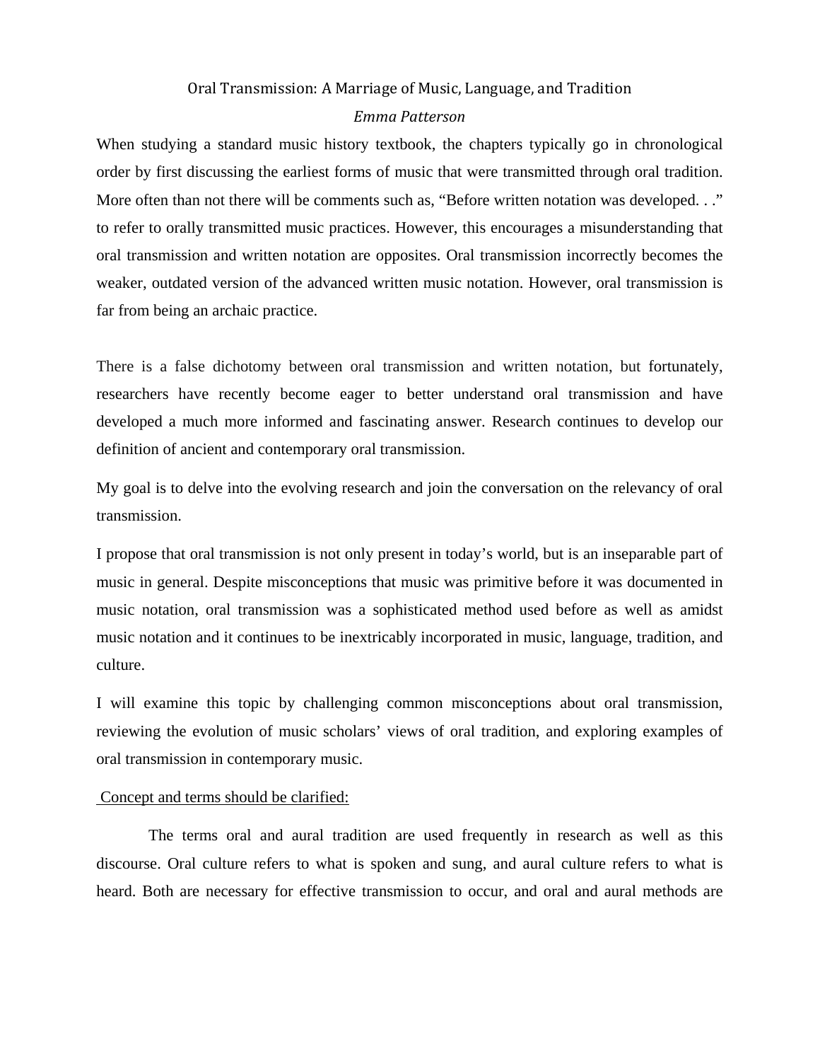# Oral Transmission: A Marriage of Music, Language, and Tradition

*Emma Patterson*

When studying a standard music history textbook, the chapters typically go in chronological order by first discussing the earliest forms of music that were transmitted through oral tradition. More often than not there will be comments such as, "Before written notation was developed. . ." to refer to orally transmitted music practices. However, this encourages a misunderstanding that oral transmission and written notation are opposites. Oral transmission incorrectly becomes the weaker, outdated version of the advanced written music notation. However, oral transmission is far from being an archaic practice.

There is a false dichotomy between oral transmission and written notation, but fortunately, researchers have recently become eager to better understand oral transmission and have developed a much more informed and fascinating answer. Research continues to develop our definition of ancient and contemporary oral transmission.

My goal is to delve into the evolving research and join the conversation on the relevancy of oral transmission.

I propose that oral transmission is not only present in today's world, but is an inseparable part of music in general. Despite misconceptions that music was primitive before it was documented in music notation, oral transmission was a sophisticated method used before as well as amidst music notation and it continues to be inextricably incorporated in music, language, tradition, and culture.

I will examine this topic by challenging common misconceptions about oral transmission, reviewing the evolution of music scholars' views of oral tradition, and exploring examples of oral transmission in contemporary music.

<u>Concept and terms should be clarified:</u>

The terms oral and aural tradition are used frequently in research as well as this discourse. Oral culture refers to what is spoken and sung, and aural culture refers to what is heard. Both are necessary for effective transmission to occur, and oral and aural methods are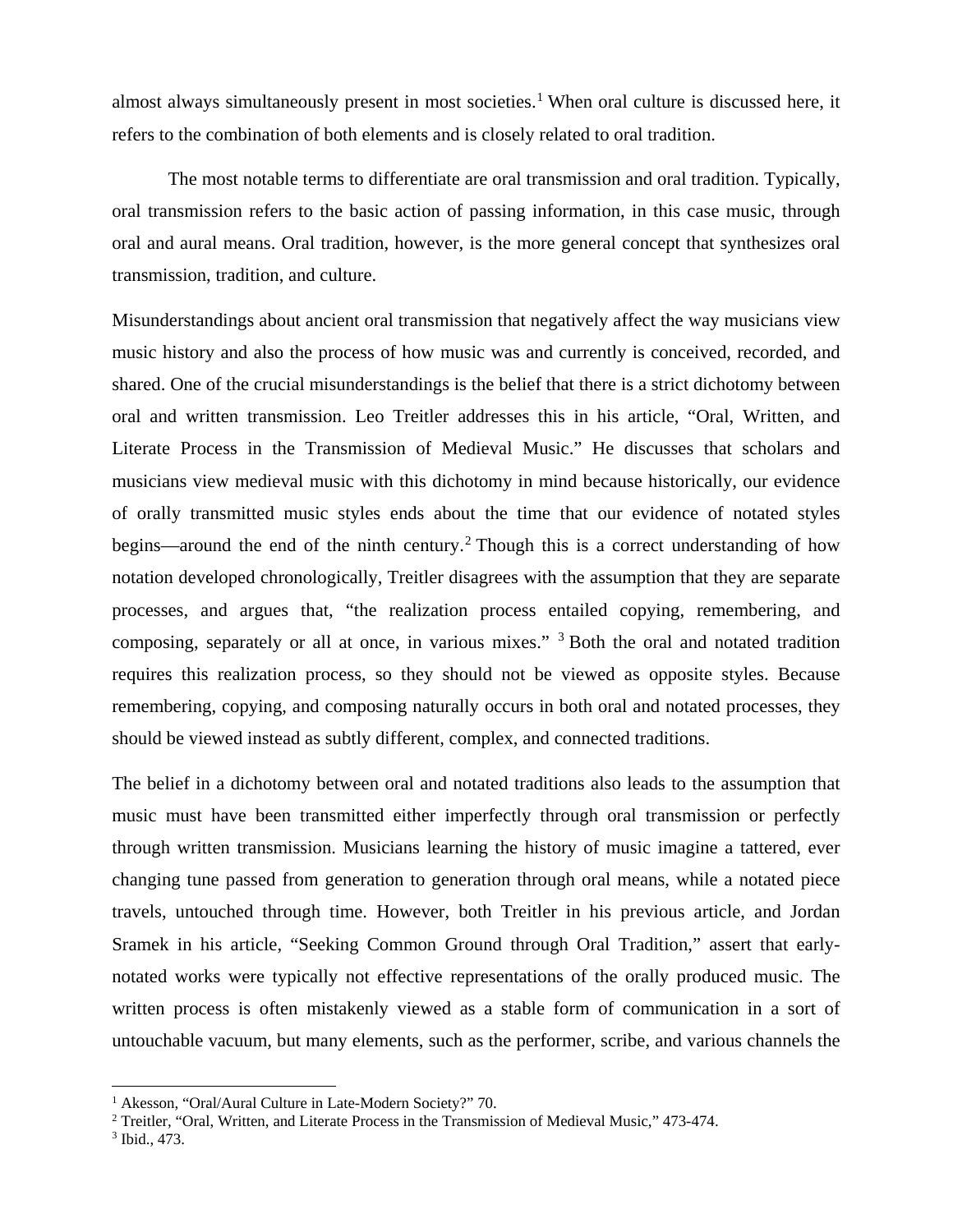almost always simultaneously present in most societies.[1] When oral culture is discussed here, it refers to the combination of both elements and is closely related to oral tradition.

The most notable terms to differentiate are oral transmission and oral tradition. Typically, oral transmission refers to the basic action of passing information, in this case music, through oral and aural means. Oral tradition, however, is the more general concept that synthesizes oral transmission, tradition, and culture.

Misunderstandings about ancient oral transmission that negatively affect the way musicians view music history and also the process of how music was and currently is conceived, recorded, and shared. One of the crucial misunderstandings is the belief that there is a strict dichotomy between oral and written transmission. Leo Treitler addresses this in his article, "Oral, Written, and Literate Process in the Transmission of Medieval Music." He discusses that scholars and musicians view medieval music with this dichotomy in mind because historically, our evidence of orally transmitted music styles ends about the time that our evidence of notated styles begins—around the end of the ninth century.[2] Though this is a correct understanding of how notation developed chronologically, Treitler disagrees with the assumption that they are separate processes, and argues that, "the realization process entailed copying, remembering, and composing, separately or all at once, in various mixes." [3] Both the oral and notated tradition requires this realization process, so they should not be viewed as opposite styles. Because remembering, copying, and composing naturally occurs in both oral and notated processes, they should be viewed instead as subtly different, complex, and connected traditions.

The belief in a dichotomy between oral and notated traditions also leads to the assumption that music must have been transmitted either imperfectly through oral transmission or perfectly through written transmission. Musicians learning the history of music imagine a tattered, ever changing tune passed from generation to generation through oral means, while a notated piece travels, untouched through time. However, both Treitler in his previous article, and Jordan Sramek in his article, "Seeking Common Ground through Oral Tradition," assert that early-notated works were typically not effective representations of the orally produced music. The written process is often mistakenly viewed as a stable form of communication in a sort of untouchable vacuum, but many elements, such as the performer, scribe, and various channels the

---

[1] Akesson, "Oral/Aural Culture in Late-Modern Society?" 70.

[2] Treitler, "Oral, Written, and Literate Process in the Transmission of Medieval Music," 473-474.

[3] Ibid., 473.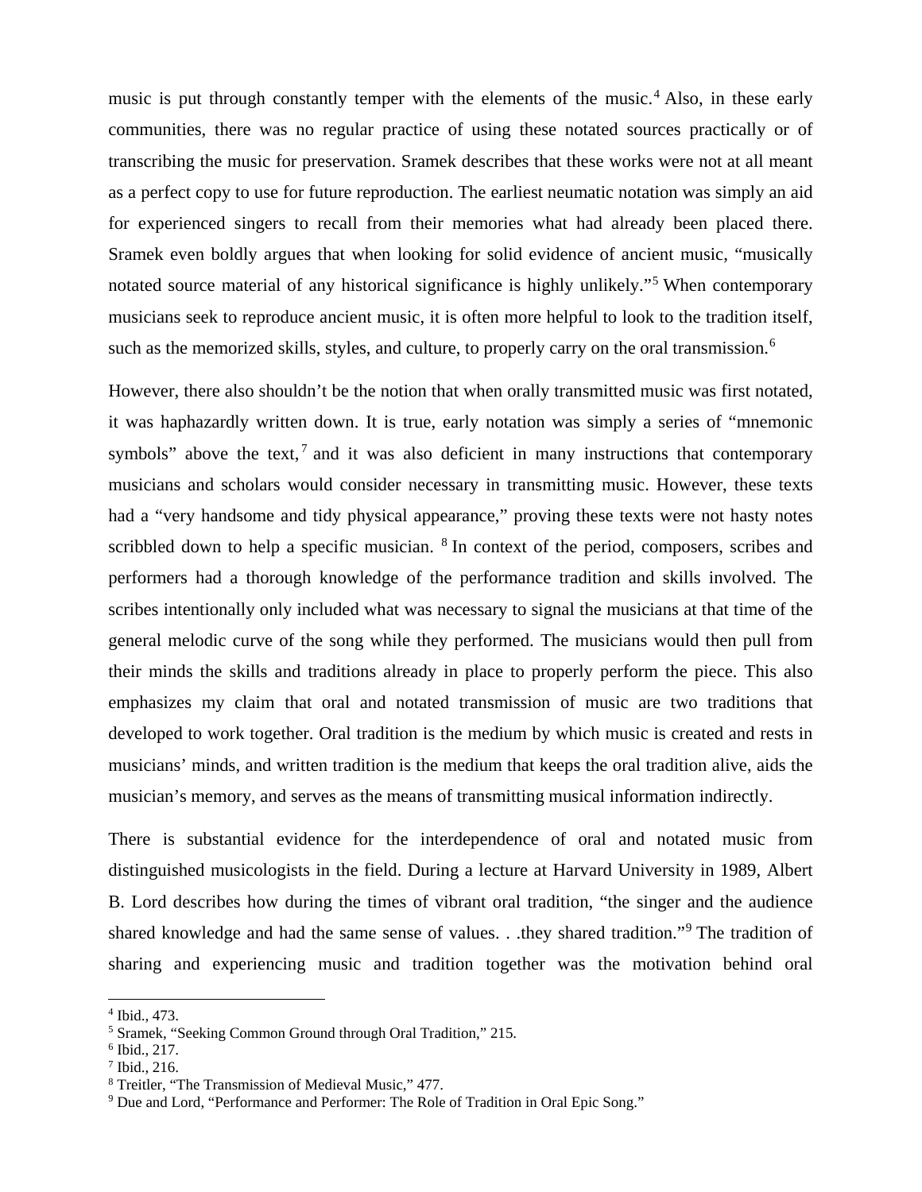music is put through constantly temper with the elements of the music.[4] Also, in these early communities, there was no regular practice of using these notated sources practically or of transcribing the music for preservation. Sramek describes that these works were not at all meant as a perfect copy to use for future reproduction. The earliest neumatic notation was simply an aid for experienced singers to recall from their memories what had already been placed there. Sramek even boldly argues that when looking for solid evidence of ancient music, "musically notated source material of any historical significance is highly unlikely."[5] When contemporary musicians seek to reproduce ancient music, it is often more helpful to look to the tradition itself, such as the memorized skills, styles, and culture, to properly carry on the oral transmission.[6]

However, there also shouldn't be the notion that when orally transmitted music was first notated, it was haphazardly written down. It is true, early notation was simply a series of "mnemonic symbols" above the text,[7] and it was also deficient in many instructions that contemporary musicians and scholars would consider necessary in transmitting music. However, these texts had a "very handsome and tidy physical appearance," proving these texts were not hasty notes scribbled down to help a specific musician. [8] In context of the period, composers, scribes and performers had a thorough knowledge of the performance tradition and skills involved. The scribes intentionally only included what was necessary to signal the musicians at that time of the general melodic curve of the song while they performed. The musicians would then pull from their minds the skills and traditions already in place to properly perform the piece. This also emphasizes my claim that oral and notated transmission of music are two traditions that developed to work together. Oral tradition is the medium by which music is created and rests in musicians' minds, and written tradition is the medium that keeps the oral tradition alive, aids the musician's memory, and serves as the means of transmitting musical information indirectly.

There is substantial evidence for the interdependence of oral and notated music from distinguished musicologists in the field. During a lecture at Harvard University in 1989, Albert B. Lord describes how during the times of vibrant oral tradition, "the singer and the audience shared knowledge and had the same sense of values. . .they shared tradition."[9] The tradition of sharing and experiencing music and tradition together was the motivation behind oral

---

[4] Ibid., 473.

[5] Sramek, "Seeking Common Ground through Oral Tradition," 215.

[6] Ibid., 217.

[7] Ibid., 216.

[8] Treitler, "The Transmission of Medieval Music," 477.

[9] Due and Lord, "Performance and Performer: The Role of Tradition in Oral Epic Song."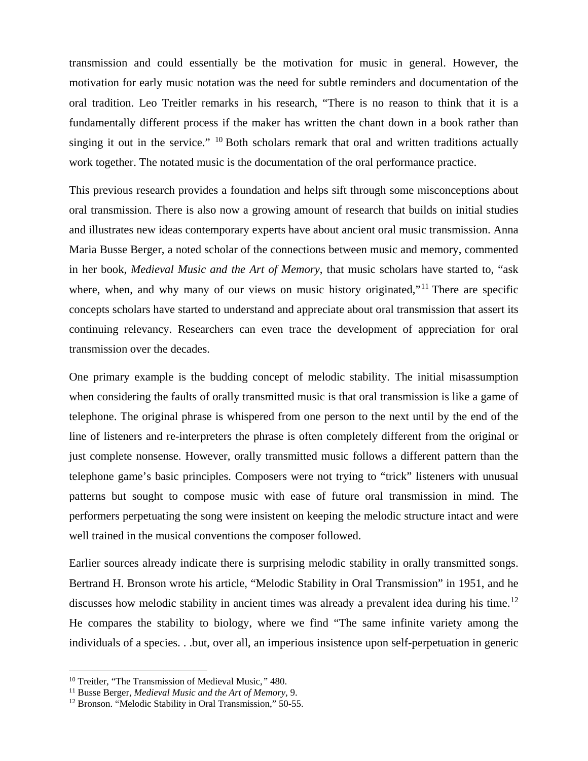transmission and could essentially be the motivation for music in general. However, the motivation for early music notation was the need for subtle reminders and documentation of the oral tradition. Leo Treitler remarks in his research, "There is no reason to think that it is a fundamentally different process if the maker has written the chant down in a book rather than singing it out in the service." [10] Both scholars remark that oral and written traditions actually work together. The notated music is the documentation of the oral performance practice.

This previous research provides a foundation and helps sift through some misconceptions about oral transmission. There is also now a growing amount of research that builds on initial studies and illustrates new ideas contemporary experts have about ancient oral music transmission. Anna Maria Busse Berger, a noted scholar of the connections between music and memory, commented in her book, *Medieval Music and the Art of Memory*, that music scholars have started to, "ask where, when, and why many of our views on music history originated,"[11] There are specific concepts scholars have started to understand and appreciate about oral transmission that assert its continuing relevancy. Researchers can even trace the development of appreciation for oral transmission over the decades.

One primary example is the budding concept of melodic stability. The initial misassumption when considering the faults of orally transmitted music is that oral transmission is like a game of telephone. The original phrase is whispered from one person to the next until by the end of the line of listeners and re-interpreters the phrase is often completely different from the original or just complete nonsense. However, orally transmitted music follows a different pattern than the telephone game's basic principles. Composers were not trying to "trick" listeners with unusual patterns but sought to compose music with ease of future oral transmission in mind. The performers perpetuating the song were insistent on keeping the melodic structure intact and were well trained in the musical conventions the composer followed.

Earlier sources already indicate there is surprising melodic stability in orally transmitted songs. Bertrand H. Bronson wrote his article, "Melodic Stability in Oral Transmission" in 1951, and he discusses how melodic stability in ancient times was already a prevalent idea during his time.[12] He compares the stability to biology, where we find "The same infinite variety among the individuals of a species. . .but, over all, an imperious insistence upon self-perpetuation in generic

---

[10] Treitler, "The Transmission of Medieval Music," 480.
[11] Busse Berger, *Medieval Music and the Art of Memory*, 9.
[12] Bronson. "Melodic Stability in Oral Transmission," 50-55.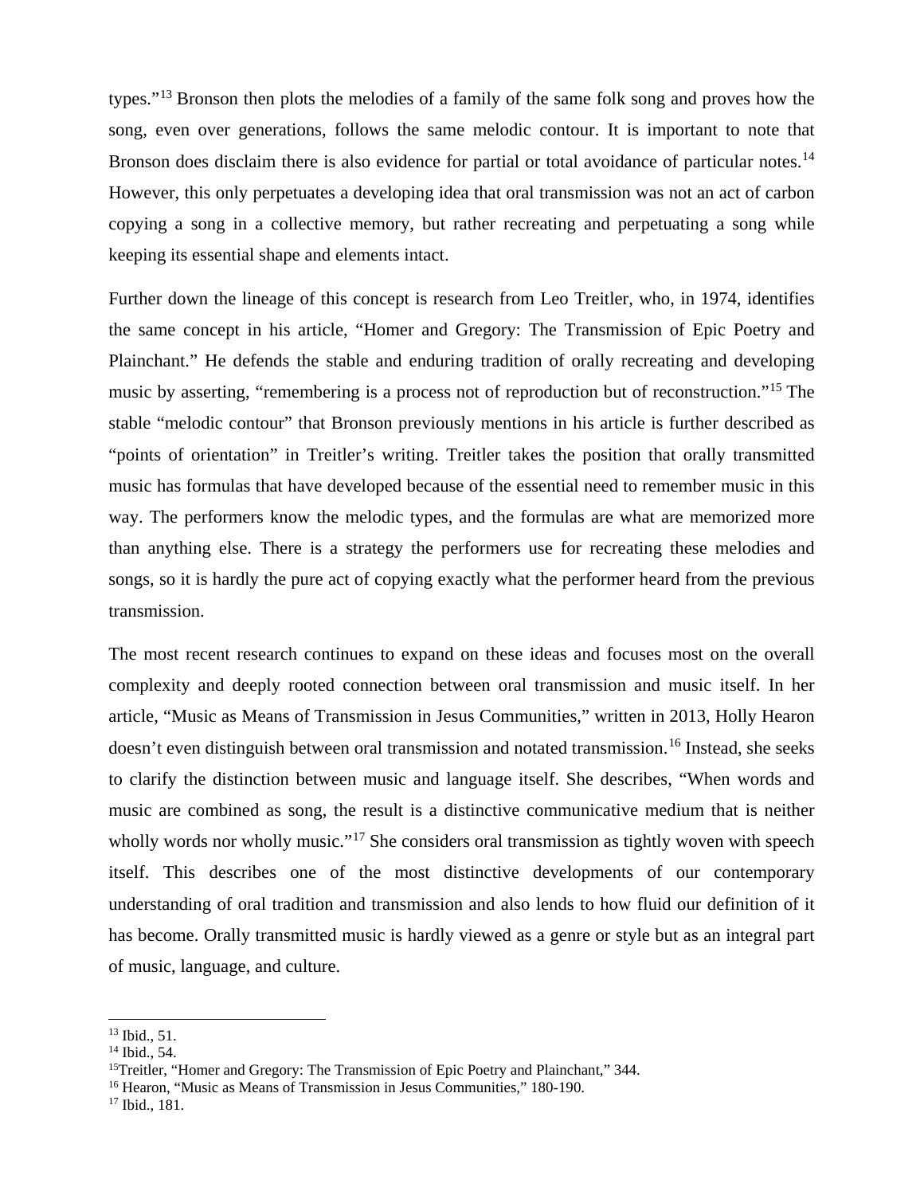types."[13] Bronson then plots the melodies of a family of the same folk song and proves how the song, even over generations, follows the same melodic contour. It is important to note that Bronson does disclaim there is also evidence for partial or total avoidance of particular notes.[14] However, this only perpetuates a developing idea that oral transmission was not an act of carbon copying a song in a collective memory, but rather recreating and perpetuating a song while keeping its essential shape and elements intact.

Further down the lineage of this concept is research from Leo Treitler, who, in 1974, identifies the same concept in his article, "Homer and Gregory: The Transmission of Epic Poetry and Plainchant." He defends the stable and enduring tradition of orally recreating and developing music by asserting, "remembering is a process not of reproduction but of reconstruction."[15] The stable "melodic contour" that Bronson previously mentions in his article is further described as "points of orientation" in Treitler's writing. Treitler takes the position that orally transmitted music has formulas that have developed because of the essential need to remember music in this way. The performers know the melodic types, and the formulas are what are memorized more than anything else. There is a strategy the performers use for recreating these melodies and songs, so it is hardly the pure act of copying exactly what the performer heard from the previous transmission.

The most recent research continues to expand on these ideas and focuses most on the overall complexity and deeply rooted connection between oral transmission and music itself. In her article, "Music as Means of Transmission in Jesus Communities," written in 2013, Holly Hearon doesn't even distinguish between oral transmission and notated transmission.[16] Instead, she seeks to clarify the distinction between music and language itself. She describes, "When words and music are combined as song, the result is a distinctive communicative medium that is neither wholly words nor wholly music."[17] She considers oral transmission as tightly woven with speech itself. This describes one of the most distinctive developments of our contemporary understanding of oral tradition and transmission and also lends to how fluid our definition of it has become. Orally transmitted music is hardly viewed as a genre or style but as an integral part of music, language, and culture.

---

[13] Ibid., 51.
[14] Ibid., 54.
[15] Treitler, "Homer and Gregory: The Transmission of Epic Poetry and Plainchant," 344.
[16] Hearon, "Music as Means of Transmission in Jesus Communities," 180-190.
[17] Ibid., 181.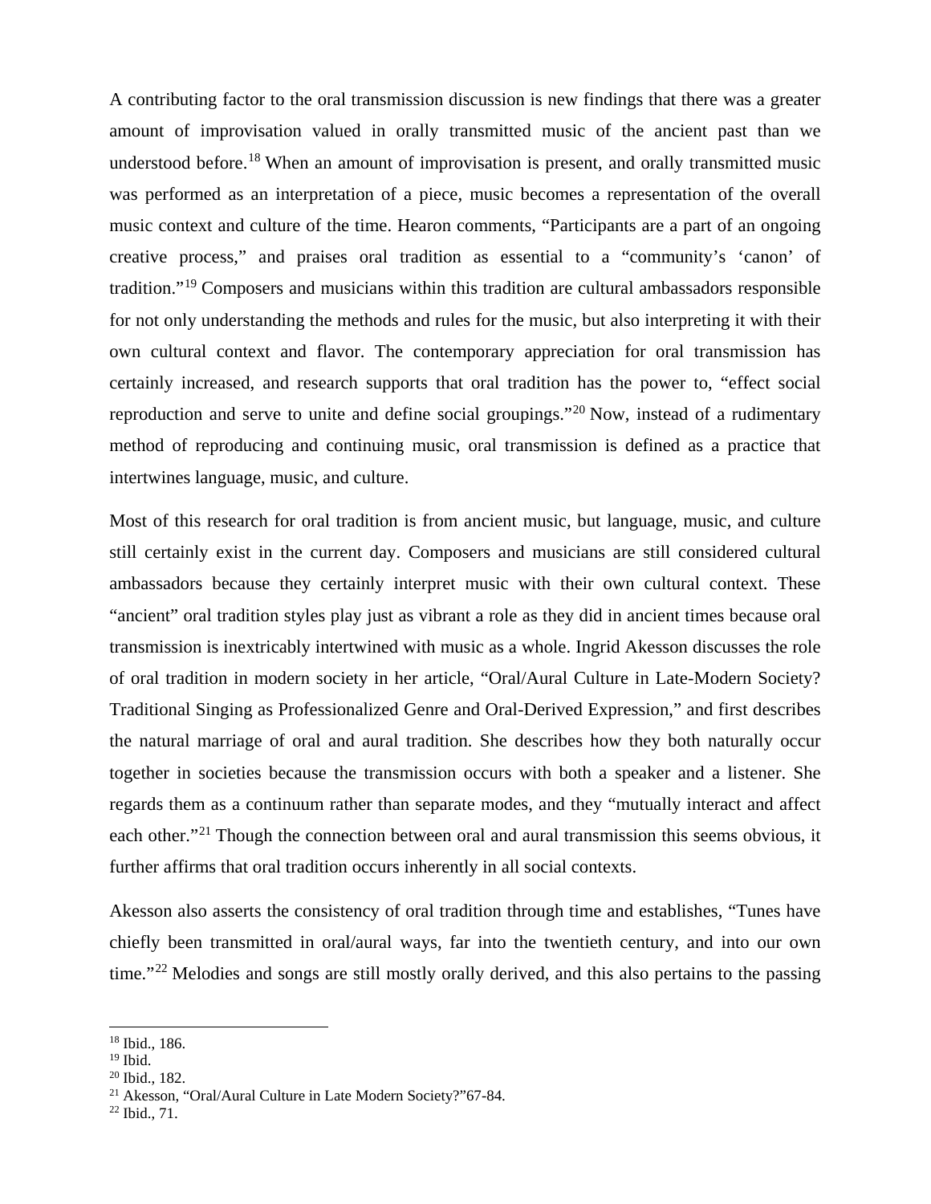A contributing factor to the oral transmission discussion is new findings that there was a greater amount of improvisation valued in orally transmitted music of the ancient past than we understood before.[18] When an amount of improvisation is present, and orally transmitted music was performed as an interpretation of a piece, music becomes a representation of the overall music context and culture of the time. Hearon comments, "Participants are a part of an ongoing creative process," and praises oral tradition as essential to a "community's 'canon' of tradition."[19] Composers and musicians within this tradition are cultural ambassadors responsible for not only understanding the methods and rules for the music, but also interpreting it with their own cultural context and flavor. The contemporary appreciation for oral transmission has certainly increased, and research supports that oral tradition has the power to, "effect social reproduction and serve to unite and define social groupings."[20] Now, instead of a rudimentary method of reproducing and continuing music, oral transmission is defined as a practice that intertwines language, music, and culture.

Most of this research for oral tradition is from ancient music, but language, music, and culture still certainly exist in the current day. Composers and musicians are still considered cultural ambassadors because they certainly interpret music with their own cultural context. These "ancient" oral tradition styles play just as vibrant a role as they did in ancient times because oral transmission is inextricably intertwined with music as a whole. Ingrid Akesson discusses the role of oral tradition in modern society in her article, "Oral/Aural Culture in Late-Modern Society? Traditional Singing as Professionalized Genre and Oral-Derived Expression," and first describes the natural marriage of oral and aural tradition. She describes how they both naturally occur together in societies because the transmission occurs with both a speaker and a listener. She regards them as a continuum rather than separate modes, and they "mutually interact and affect each other."[21] Though the connection between oral and aural transmission this seems obvious, it further affirms that oral tradition occurs inherently in all social contexts.

Akesson also asserts the consistency of oral tradition through time and establishes, "Tunes have chiefly been transmitted in oral/aural ways, far into the twentieth century, and into our own time."[22] Melodies and songs are still mostly orally derived, and this also pertains to the passing

---

[18] Ibid., 186.
[19] Ibid.
[20] Ibid., 182.
[21] Akesson, "Oral/Aural Culture in Late Modern Society?"67-84.
[22] Ibid., 71.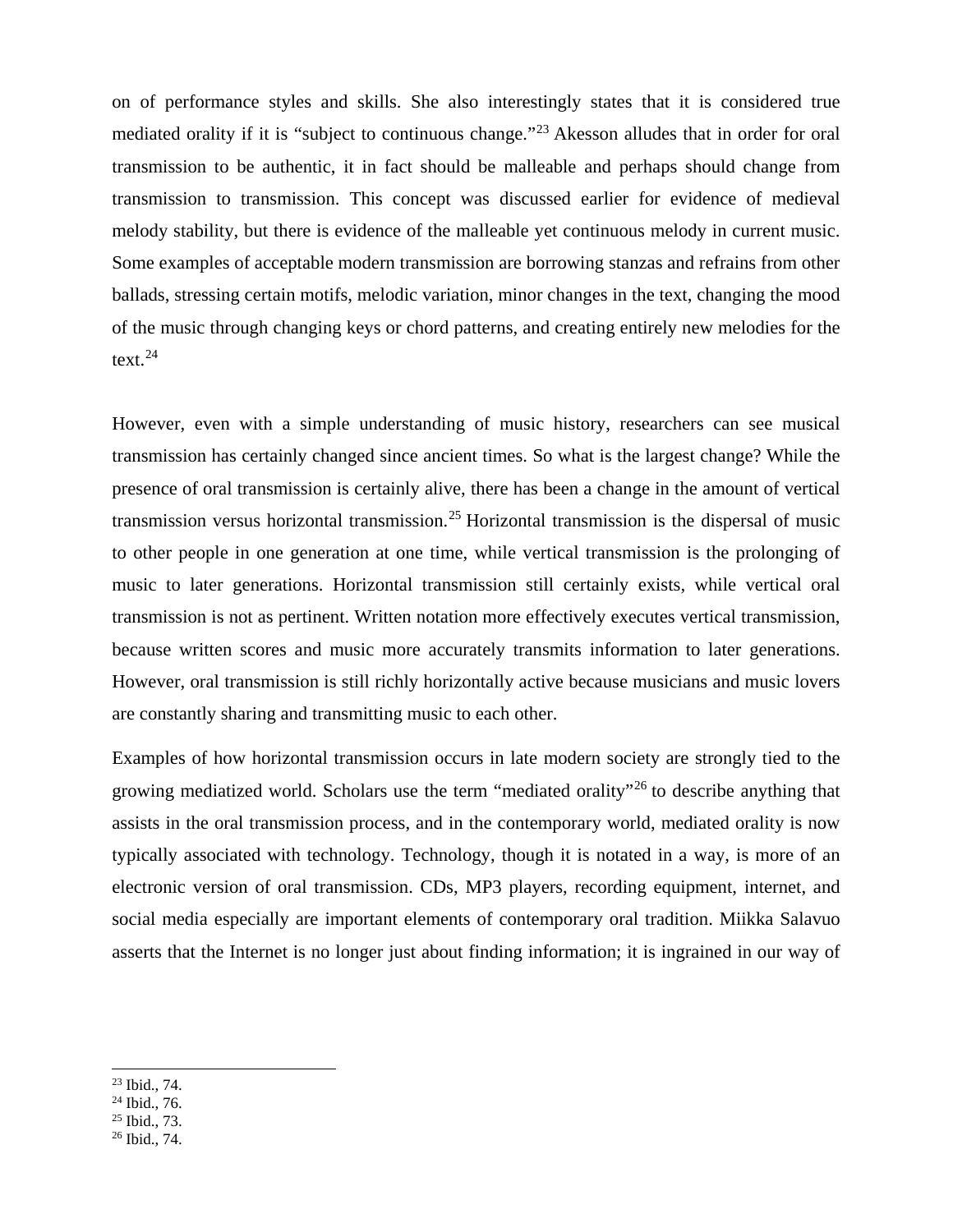on of performance styles and skills. She also interestingly states that it is considered true mediated orality if it is "subject to continuous change."[23] Akesson alludes that in order for oral transmission to be authentic, it in fact should be malleable and perhaps should change from transmission to transmission. This concept was discussed earlier for evidence of medieval melody stability, but there is evidence of the malleable yet continuous melody in current music. Some examples of acceptable modern transmission are borrowing stanzas and refrains from other ballads, stressing certain motifs, melodic variation, minor changes in the text, changing the mood of the music through changing keys or chord patterns, and creating entirely new melodies for the text.[24]

However, even with a simple understanding of music history, researchers can see musical transmission has certainly changed since ancient times. So what is the largest change? While the presence of oral transmission is certainly alive, there has been a change in the amount of vertical transmission versus horizontal transmission.[25] Horizontal transmission is the dispersal of music to other people in one generation at one time, while vertical transmission is the prolonging of music to later generations. Horizontal transmission still certainly exists, while vertical oral transmission is not as pertinent. Written notation more effectively executes vertical transmission, because written scores and music more accurately transmits information to later generations. However, oral transmission is still richly horizontally active because musicians and music lovers are constantly sharing and transmitting music to each other.

Examples of how horizontal transmission occurs in late modern society are strongly tied to the growing mediatized world. Scholars use the term "mediated orality"[26] to describe anything that assists in the oral transmission process, and in the contemporary world, mediated orality is now typically associated with technology. Technology, though it is notated in a way, is more of an electronic version of oral transmission. CDs, MP3 players, recording equipment, internet, and social media especially are important elements of contemporary oral tradition. Miikka Salavuo asserts that the Internet is no longer just about finding information; it is ingrained in our way of

[23] Ibid., 74.
[24] Ibid., 76.
[25] Ibid., 73.
[26] Ibid., 74.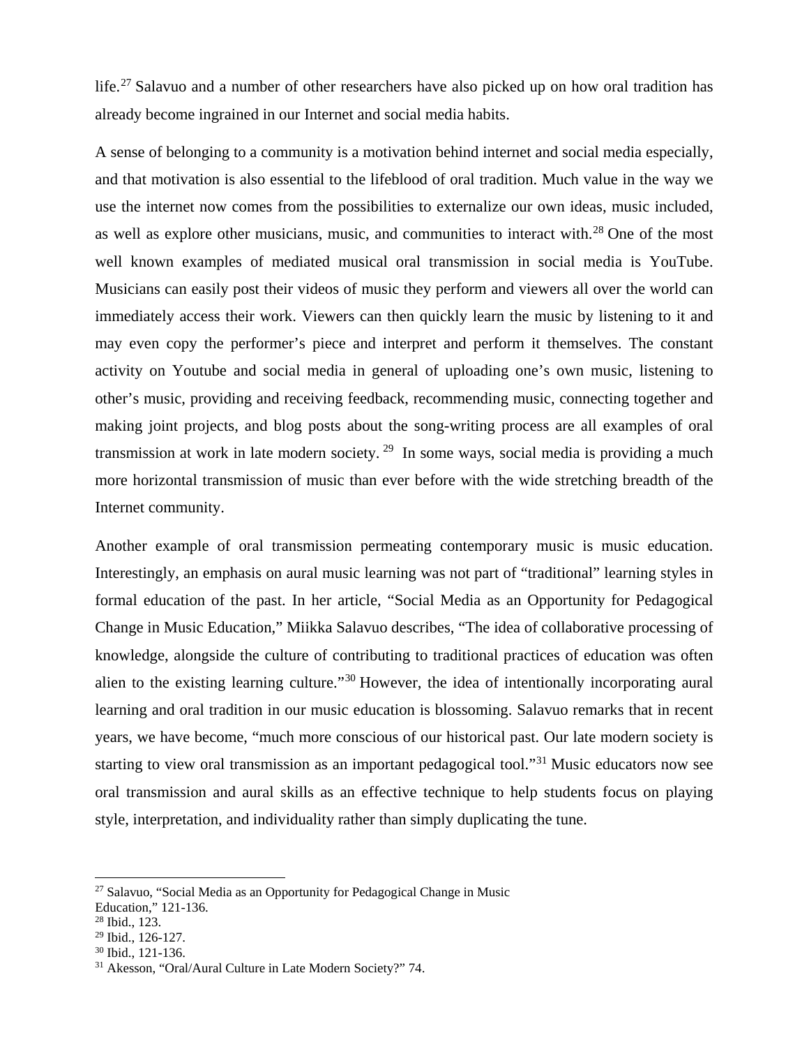life.[27] Salavuo and a number of other researchers have also picked up on how oral tradition has already become ingrained in our Internet and social media habits.

A sense of belonging to a community is a motivation behind internet and social media especially, and that motivation is also essential to the lifeblood of oral tradition. Much value in the way we use the internet now comes from the possibilities to externalize our own ideas, music included, as well as explore other musicians, music, and communities to interact with.[28] One of the most well known examples of mediated musical oral transmission in social media is YouTube. Musicians can easily post their videos of music they perform and viewers all over the world can immediately access their work. Viewers can then quickly learn the music by listening to it and may even copy the performer's piece and interpret and perform it themselves. The constant activity on Youtube and social media in general of uploading one's own music, listening to other's music, providing and receiving feedback, recommending music, connecting together and making joint projects, and blog posts about the song-writing process are all examples of oral transmission at work in late modern society.[29] In some ways, social media is providing a much more horizontal transmission of music than ever before with the wide stretching breadth of the Internet community.

Another example of oral transmission permeating contemporary music is music education. Interestingly, an emphasis on aural music learning was not part of "traditional" learning styles in formal education of the past. In her article, "Social Media as an Opportunity for Pedagogical Change in Music Education," Miikka Salavuo describes, "The idea of collaborative processing of knowledge, alongside the culture of contributing to traditional practices of education was often alien to the existing learning culture."[30] However, the idea of intentionally incorporating aural learning and oral tradition in our music education is blossoming. Salavuo remarks that in recent years, we have become, "much more conscious of our historical past. Our late modern society is starting to view oral transmission as an important pedagogical tool."[31] Music educators now see oral transmission and aural skills as an effective technique to help students focus on playing style, interpretation, and individuality rather than simply duplicating the tune.

---

[27] Salavuo, "Social Media as an Opportunity for Pedagogical Change in Music Education," 121-136.
[28] Ibid., 123.
[29] Ibid., 126-127.
[30] Ibid., 121-136.
[31] Akesson, "Oral/Aural Culture in Late Modern Society?" 74.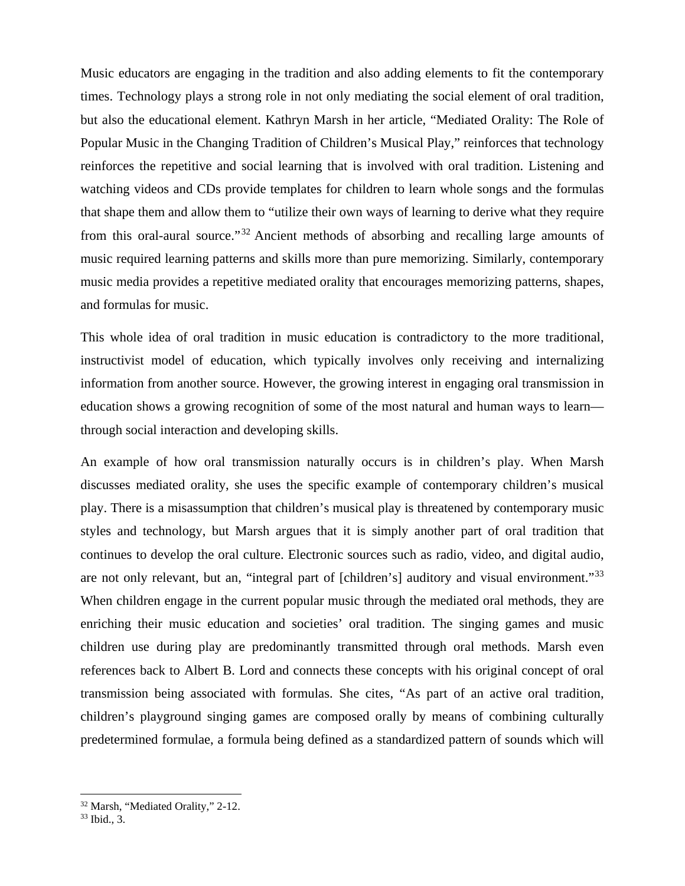Music educators are engaging in the tradition and also adding elements to fit the contemporary times. Technology plays a strong role in not only mediating the social element of oral tradition, but also the educational element. Kathryn Marsh in her article, "Mediated Orality: The Role of Popular Music in the Changing Tradition of Children's Musical Play," reinforces that technology reinforces the repetitive and social learning that is involved with oral tradition. Listening and watching videos and CDs provide templates for children to learn whole songs and the formulas that shape them and allow them to "utilize their own ways of learning to derive what they require from this oral-aural source."[32] Ancient methods of absorbing and recalling large amounts of music required learning patterns and skills more than pure memorizing. Similarly, contemporary music media provides a repetitive mediated orality that encourages memorizing patterns, shapes, and formulas for music.

This whole idea of oral tradition in music education is contradictory to the more traditional, instructivist model of education, which typically involves only receiving and internalizing information from another source. However, the growing interest in engaging oral transmission in education shows a growing recognition of some of the most natural and human ways to learn—through social interaction and developing skills.

An example of how oral transmission naturally occurs is in children's play. When Marsh discusses mediated orality, she uses the specific example of contemporary children's musical play. There is a misassumption that children's musical play is threatened by contemporary music styles and technology, but Marsh argues that it is simply another part of oral tradition that continues to develop the oral culture. Electronic sources such as radio, video, and digital audio, are not only relevant, but an, "integral part of [children's] auditory and visual environment."[33] When children engage in the current popular music through the mediated oral methods, they are enriching their music education and societies' oral tradition. The singing games and music children use during play are predominantly transmitted through oral methods. Marsh even references back to Albert B. Lord and connects these concepts with his original concept of oral transmission being associated with formulas. She cites, "As part of an active oral tradition, children's playground singing games are composed orally by means of combining culturally predetermined formulae, a formula being defined as a standardized pattern of sounds which will

[32] Marsh, "Mediated Orality," 2-12.
[33] Ibid., 3.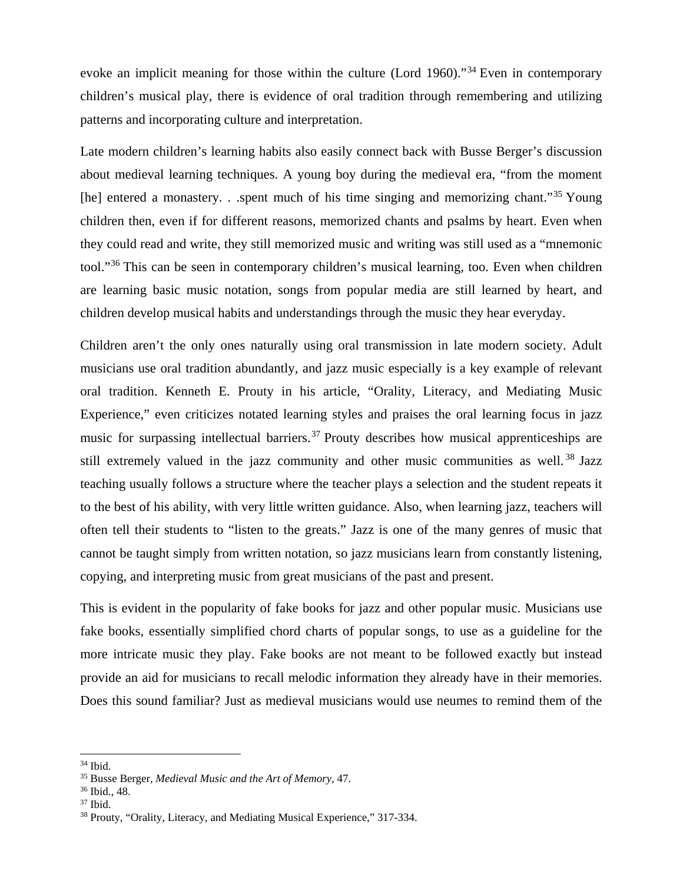evoke an implicit meaning for those within the culture (Lord 1960)."[34] Even in contemporary children's musical play, there is evidence of oral tradition through remembering and utilizing patterns and incorporating culture and interpretation.

Late modern children's learning habits also easily connect back with Busse Berger's discussion about medieval learning techniques. A young boy during the medieval era, "from the moment [he] entered a monastery. . .spent much of his time singing and memorizing chant."[35] Young children then, even if for different reasons, memorized chants and psalms by heart. Even when they could read and write, they still memorized music and writing was still used as a "mnemonic tool."[36] This can be seen in contemporary children's musical learning, too. Even when children are learning basic music notation, songs from popular media are still learned by heart, and children develop musical habits and understandings through the music they hear everyday.

Children aren't the only ones naturally using oral transmission in late modern society. Adult musicians use oral tradition abundantly, and jazz music especially is a key example of relevant oral tradition. Kenneth E. Prouty in his article, "Orality, Literacy, and Mediating Music Experience," even criticizes notated learning styles and praises the oral learning focus in jazz music for surpassing intellectual barriers.[37] Prouty describes how musical apprenticeships are still extremely valued in the jazz community and other music communities as well.[38] Jazz teaching usually follows a structure where the teacher plays a selection and the student repeats it to the best of his ability, with very little written guidance. Also, when learning jazz, teachers will often tell their students to "listen to the greats." Jazz is one of the many genres of music that cannot be taught simply from written notation, so jazz musicians learn from constantly listening, copying, and interpreting music from great musicians of the past and present.

This is evident in the popularity of fake books for jazz and other popular music. Musicians use fake books, essentially simplified chord charts of popular songs, to use as a guideline for the more intricate music they play. Fake books are not meant to be followed exactly but instead provide an aid for musicians to recall melodic information they already have in their memories. Does this sound familiar? Just as medieval musicians would use neumes to remind them of the

---

[34] Ibid.

[35] Busse Berger, *Medieval Music and the Art of Memory*, 47.

[36] Ibid., 48.

[37] Ibid.

[38] Prouty, "Orality, Literacy, and Mediating Musical Experience," 317-334.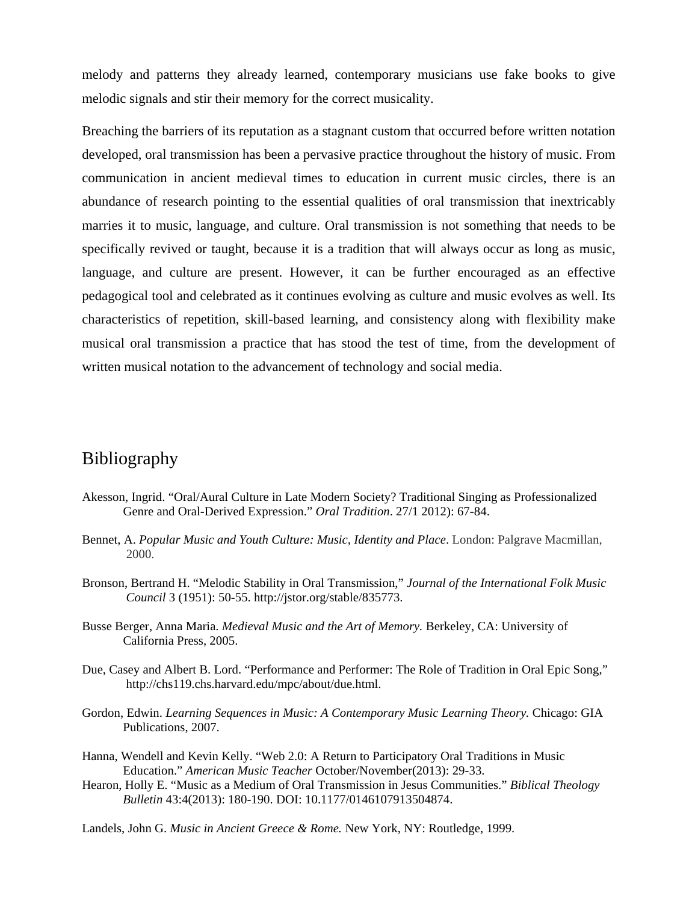melody and patterns they already learned, contemporary musicians use fake books to give melodic signals and stir their memory for the correct musicality.

Breaching the barriers of its reputation as a stagnant custom that occurred before written notation developed, oral transmission has been a pervasive practice throughout the history of music. From communication in ancient medieval times to education in current music circles, there is an abundance of research pointing to the essential qualities of oral transmission that inextricably marries it to music, language, and culture. Oral transmission is not something that needs to be specifically revived or taught, because it is a tradition that will always occur as long as music, language, and culture are present. However, it can be further encouraged as an effective pedagogical tool and celebrated as it continues evolving as culture and music evolves as well. Its characteristics of repetition, skill-based learning, and consistency along with flexibility make musical oral transmission a practice that has stood the test of time, from the development of written musical notation to the advancement of technology and social media.

# Bibliography

Akesson, Ingrid. "Oral/Aural Culture in Late Modern Society? Traditional Singing as Professionalized Genre and Oral-Derived Expression." *Oral Tradition*. 27/1 2012): 67-84.

Bennet, A. *Popular Music and Youth Culture: Music, Identity and Place*. London: Palgrave Macmillan, 2000.

Bronson, Bertrand H. "Melodic Stability in Oral Transmission," *Journal of the International Folk Music Council* 3 (1951): 50-55. http://jstor.org/stable/835773.

Busse Berger, Anna Maria. *Medieval Music and the Art of Memory.* Berkeley, CA: University of California Press, 2005.

Due, Casey and Albert B. Lord. "Performance and Performer: The Role of Tradition in Oral Epic Song," http://chs119.chs.harvard.edu/mpc/about/due.html.

Gordon, Edwin. *Learning Sequences in Music: A Contemporary Music Learning Theory.* Chicago: GIA Publications, 2007.

Hanna, Wendell and Kevin Kelly. "Web 2.0: A Return to Participatory Oral Traditions in Music Education." *American Music Teacher* October/November(2013): 29-33.

Hearon, Holly E. "Music as a Medium of Oral Transmission in Jesus Communities." *Biblical Theology Bulletin* 43:4(2013): 180-190. DOI: 10.1177/0146107913504874.

Landels, John G. *Music in Ancient Greece & Rome.* New York, NY: Routledge, 1999.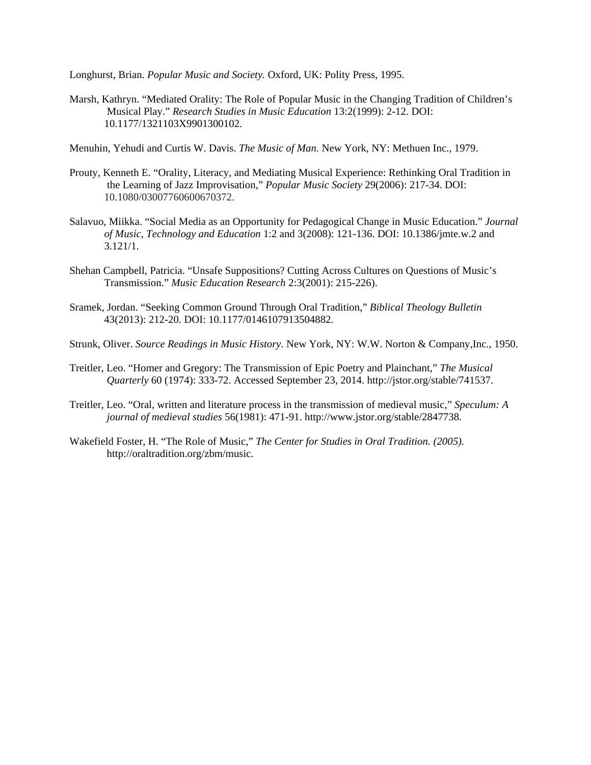Longhurst, Brian. *Popular Music and Society.* Oxford, UK: Polity Press, 1995.

Marsh, Kathryn. "Mediated Orality: The Role of Popular Music in the Changing Tradition of Children's Musical Play." *Research Studies in Music Education* 13:2(1999): 2-12. DOI: 10.1177/1321103X9901300102.

Menuhin, Yehudi and Curtis W. Davis. *The Music of Man.* New York, NY: Methuen Inc., 1979.

Prouty, Kenneth E. "Orality, Literacy, and Mediating Musical Experience: Rethinking Oral Tradition in the Learning of Jazz Improvisation," *Popular Music Society* 29(2006): 217-34. DOI: 10.1080/03007760600670372.

Salavuo, Miikka. "Social Media as an Opportunity for Pedagogical Change in Music Education." *Journal of Music, Technology and Education* 1:2 and 3(2008): 121-136. DOI: 10.1386/jmte.w.2 and 3.121/1.

Shehan Campbell, Patricia. "Unsafe Suppositions? Cutting Across Cultures on Questions of Music's Transmission." *Music Education Research* 2:3(2001): 215-226).

Sramek, Jordan. "Seeking Common Ground Through Oral Tradition," *Biblical Theology Bulletin* 43(2013): 212-20. DOI: 10.1177/0146107913504882.

Strunk, Oliver. *Source Readings in Music History.* New York, NY: W.W. Norton & Company,Inc., 1950.

Treitler, Leo. "Homer and Gregory: The Transmission of Epic Poetry and Plainchant," *The Musical Quarterly* 60 (1974): 333-72. Accessed September 23, 2014. http://jstor.org/stable/741537.

Treitler, Leo. "Oral, written and literature process in the transmission of medieval music," *Speculum: A journal of medieval studies* 56(1981): 471-91. http://www.jstor.org/stable/2847738.

Wakefield Foster, H. "The Role of Music," *The Center for Studies in Oral Tradition. (2005).* http://oraltradition.org/zbm/music.